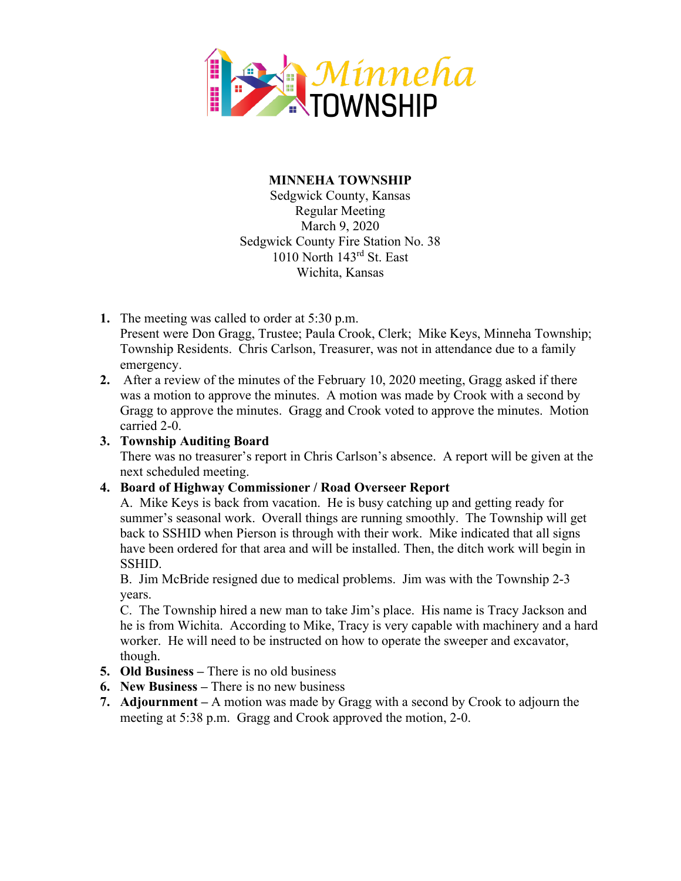# MINNEHA TOWNSHIP

Sedgwick County, Kansas
Regular Meeting
March 9, 2020
Sedgwick County Fire Station No. 38
1010 North 143rd St. East
Wichita, Kansas

1. The meeting was called to order at 5:30 p.m.
   Present were Don Gragg, Trustee; Paula Crook, Clerk; Mike Keys, Minneha Township; Township Residents. Chris Carlson, Treasurer, was not in attendance due to a family emergency.
2. After a review of the minutes of the February 10, 2020 meeting, Gragg asked if there was a motion to approve the minutes. A motion was made by Crook with a second by Gragg to approve the minutes. Gragg and Crook voted to approve the minutes. Motion carried 2-0.
3. **Township Auditing Board**
   There was no treasurer's report in Chris Carlson's absence. A report will be given at the next scheduled meeting.
4. **Board of Highway Commissioner / Road Overseer Report**
   A. Mike Keys is back from vacation. He is busy catching up and getting ready for summer's seasonal work. Overall things are running smoothly. The Township will get back to SSHID when Pierson is through with their work. Mike indicated that all signs have been ordered for that area and will be installed. Then, the ditch work will begin in SSHID.
   B. Jim McBride resigned due to medical problems. Jim was with the Township 2-3 years.
   C. The Township hired a new man to take Jim's place. His name is Tracy Jackson and he is from Wichita. According to Mike, Tracy is very capable with machinery and a hard worker. He will need to be instructed on how to operate the sweeper and excavator, though.
5. **Old Business** – There is no old business
6. **New Business** – There is no new business
7. **Adjournment** – A motion was made by Gragg with a second by Crook to adjourn the meeting at 5:38 p.m. Gragg and Crook approved the motion, 2-0.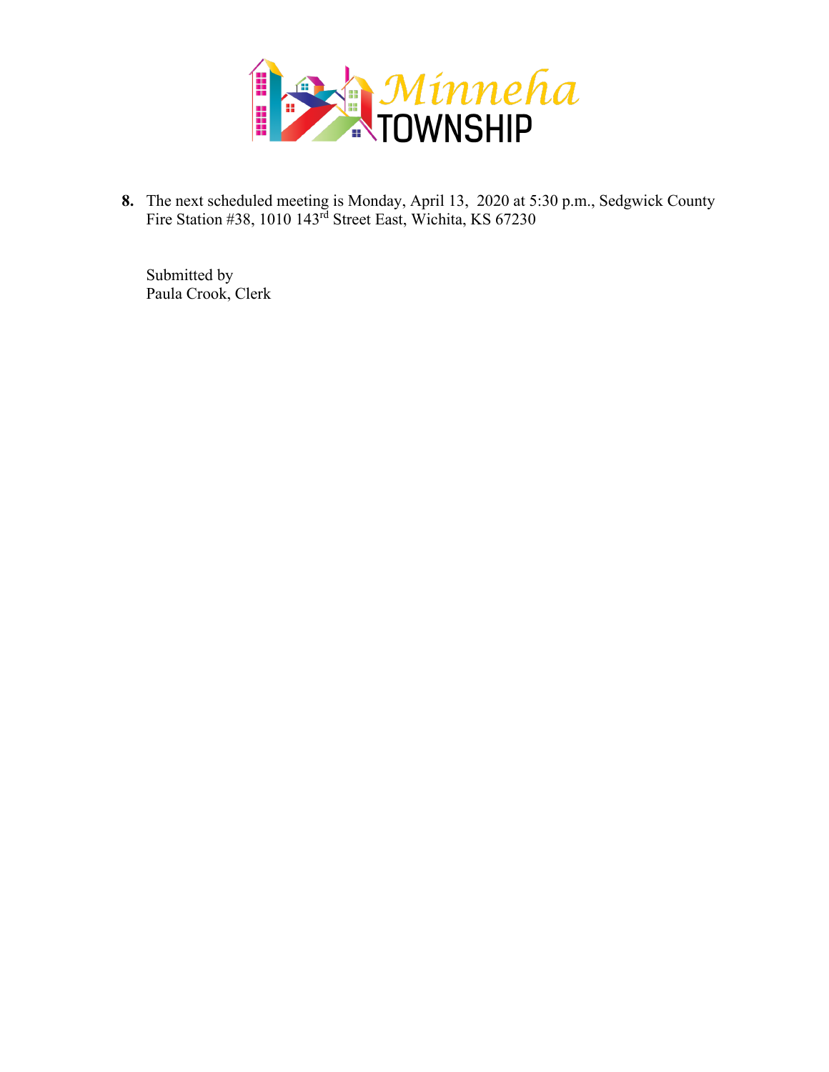8. The next scheduled meeting is Monday, April 13, 2020 at 5:30 p.m., Sedgwick County Fire Station #38, 1010 143rd Street East, Wichita, KS 67230

Submitted by
Paula Crook, Clerk